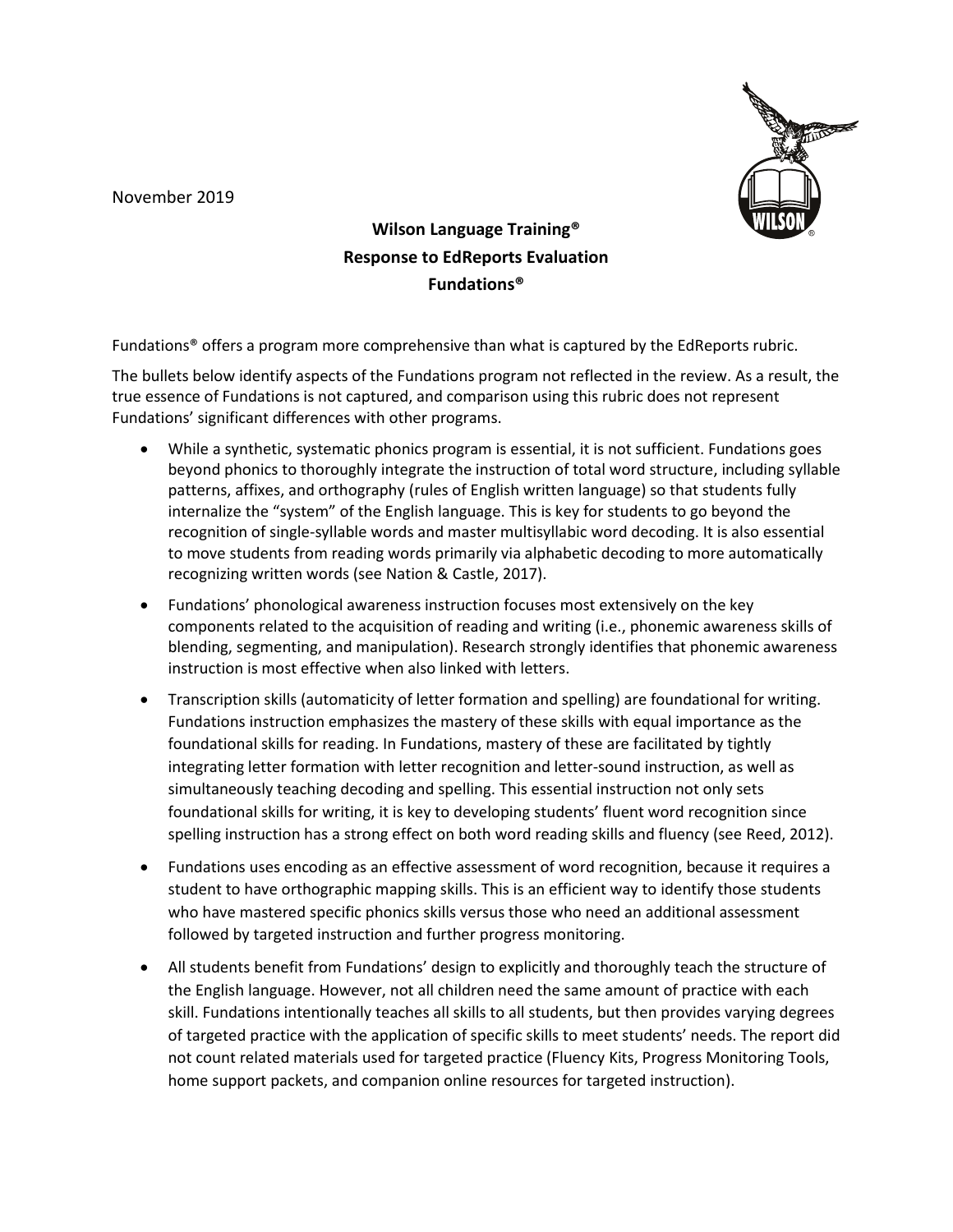November 2019

**Wilson Language Training®**
**Response to EdReports Evaluation**
**Fundations®**

Fundations® offers a program more comprehensive than what is captured by the EdReports rubric.

The bullets below identify aspects of the Fundations program not reflected in the review. As a result, the true essence of Fundations is not captured, and comparison using this rubric does not represent Fundations' significant differences with other programs.

- While a synthetic, systematic phonics program is essential, it is not sufficient. Fundations goes beyond phonics to thoroughly integrate the instruction of total word structure, including syllable patterns, affixes, and orthography (rules of English written language) so that students fully internalize the "system" of the English language. This is key for students to go beyond the recognition of single-syllable words and master multisyllabic word decoding. It is also essential to move students from reading words primarily via alphabetic decoding to more automatically recognizing written words (see Nation & Castle, 2017).
- Fundations' phonological awareness instruction focuses most extensively on the key components related to the acquisition of reading and writing (i.e., phonemic awareness skills of blending, segmenting, and manipulation). Research strongly identifies that phonemic awareness instruction is most effective when also linked with letters.
- Transcription skills (automaticity of letter formation and spelling) are foundational for writing. Fundations instruction emphasizes the mastery of these skills with equal importance as the foundational skills for reading. In Fundations, mastery of these are facilitated by tightly integrating letter formation with letter recognition and letter-sound instruction, as well as simultaneously teaching decoding and spelling. This essential instruction not only sets foundational skills for writing, it is key to developing students' fluent word recognition since spelling instruction has a strong effect on both word reading skills and fluency (see Reed, 2012).
- Fundations uses encoding as an effective assessment of word recognition, because it requires a student to have orthographic mapping skills. This is an efficient way to identify those students who have mastered specific phonics skills versus those who need an additional assessment followed by targeted instruction and further progress monitoring.
- All students benefit from Fundations' design to explicitly and thoroughly teach the structure of the English language. However, not all children need the same amount of practice with each skill. Fundations intentionally teaches all skills to all students, but then provides varying degrees of targeted practice with the application of specific skills to meet students' needs. The report did not count related materials used for targeted practice (Fluency Kits, Progress Monitoring Tools, home support packets, and companion online resources for targeted instruction).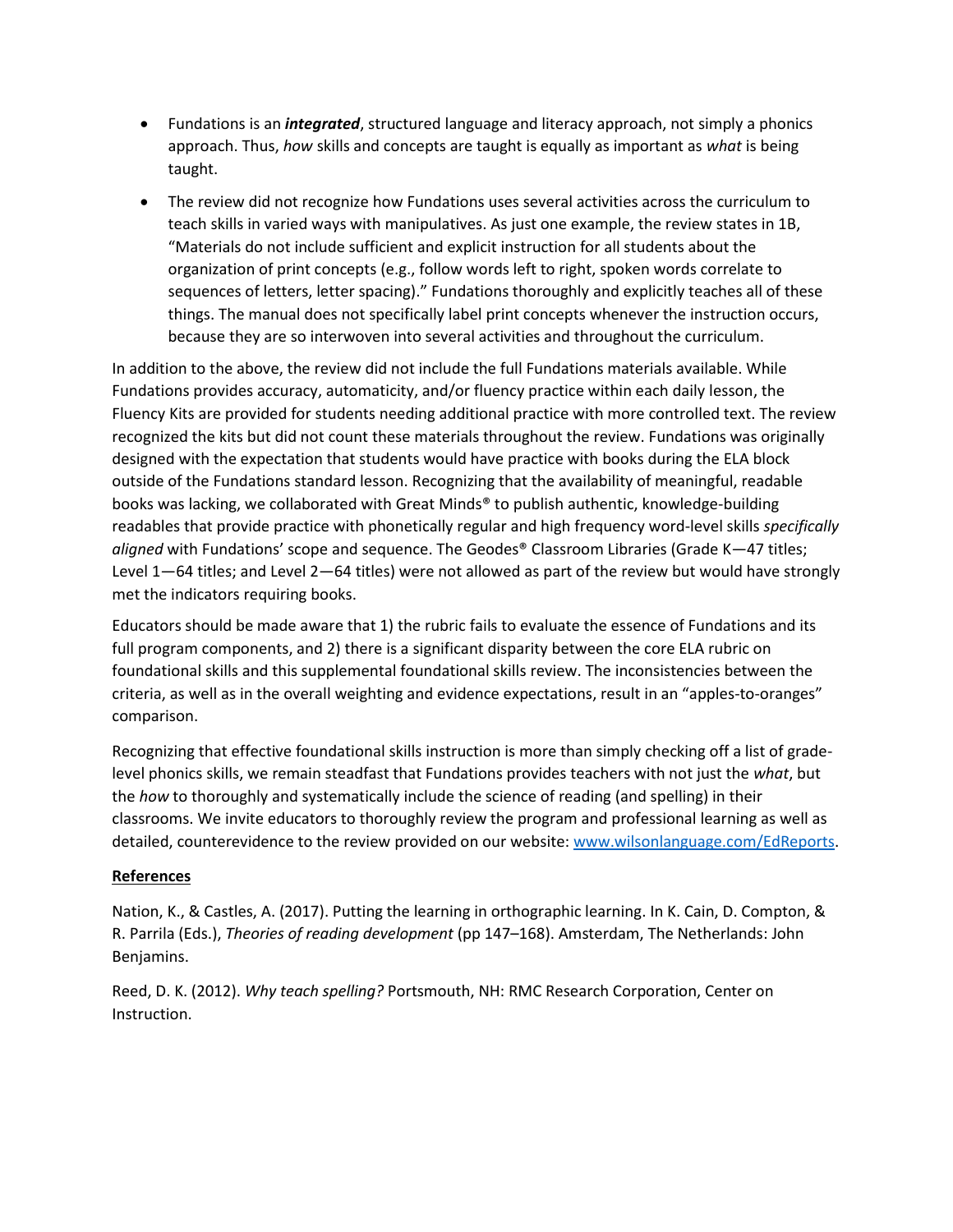- Fundations is an ***integrated***, structured language and literacy approach, not simply a phonics approach. Thus, *how* skills and concepts are taught is equally as important as *what* is being taught.
- The review did not recognize how Fundations uses several activities across the curriculum to teach skills in varied ways with manipulatives. As just one example, the review states in 1B, "Materials do not include sufficient and explicit instruction for all students about the organization of print concepts (e.g., follow words left to right, spoken words correlate to sequences of letters, letter spacing)." Fundations thoroughly and explicitly teaches all of these things. The manual does not specifically label print concepts whenever the instruction occurs, because they are so interwoven into several activities and throughout the curriculum.

In addition to the above, the review did not include the full Fundations materials available. While Fundations provides accuracy, automaticity, and/or fluency practice within each daily lesson, the Fluency Kits are provided for students needing additional practice with more controlled text. The review recognized the kits but did not count these materials throughout the review. Fundations was originally designed with the expectation that students would have practice with books during the ELA block outside of the Fundations standard lesson. Recognizing that the availability of meaningful, readable books was lacking, we collaborated with Great Minds® to publish authentic, knowledge-building readables that provide practice with phonetically regular and high frequency word-level skills *specifically aligned* with Fundations' scope and sequence. The Geodes® Classroom Libraries (Grade K—47 titles; Level 1—64 titles; and Level 2—64 titles) were not allowed as part of the review but would have strongly met the indicators requiring books.

Educators should be made aware that 1) the rubric fails to evaluate the essence of Fundations and its full program components, and 2) there is a significant disparity between the core ELA rubric on foundational skills and this supplemental foundational skills review. The inconsistencies between the criteria, as well as in the overall weighting and evidence expectations, result in an "apples-to-oranges" comparison.

Recognizing that effective foundational skills instruction is more than simply checking off a list of grade-level phonics skills, we remain steadfast that Fundations provides teachers with not just the *what*, but the *how* to thoroughly and systematically include the science of reading (and spelling) in their classrooms. We invite educators to thoroughly review the program and professional learning as well as detailed, counterevidence to the review provided on our website: [www.wilsonlanguage.com/EdReports](http://www.wilsonlanguage.com/EdReports).

**References**

Nation, K., & Castles, A. (2017). Putting the learning in orthographic learning. In K. Cain, D. Compton, & R. Parrila (Eds.), *Theories of reading development* (pp 147–168). Amsterdam, The Netherlands: John Benjamins.

Reed, D. K. (2012). *Why teach spelling?* Portsmouth, NH: RMC Research Corporation, Center on Instruction.